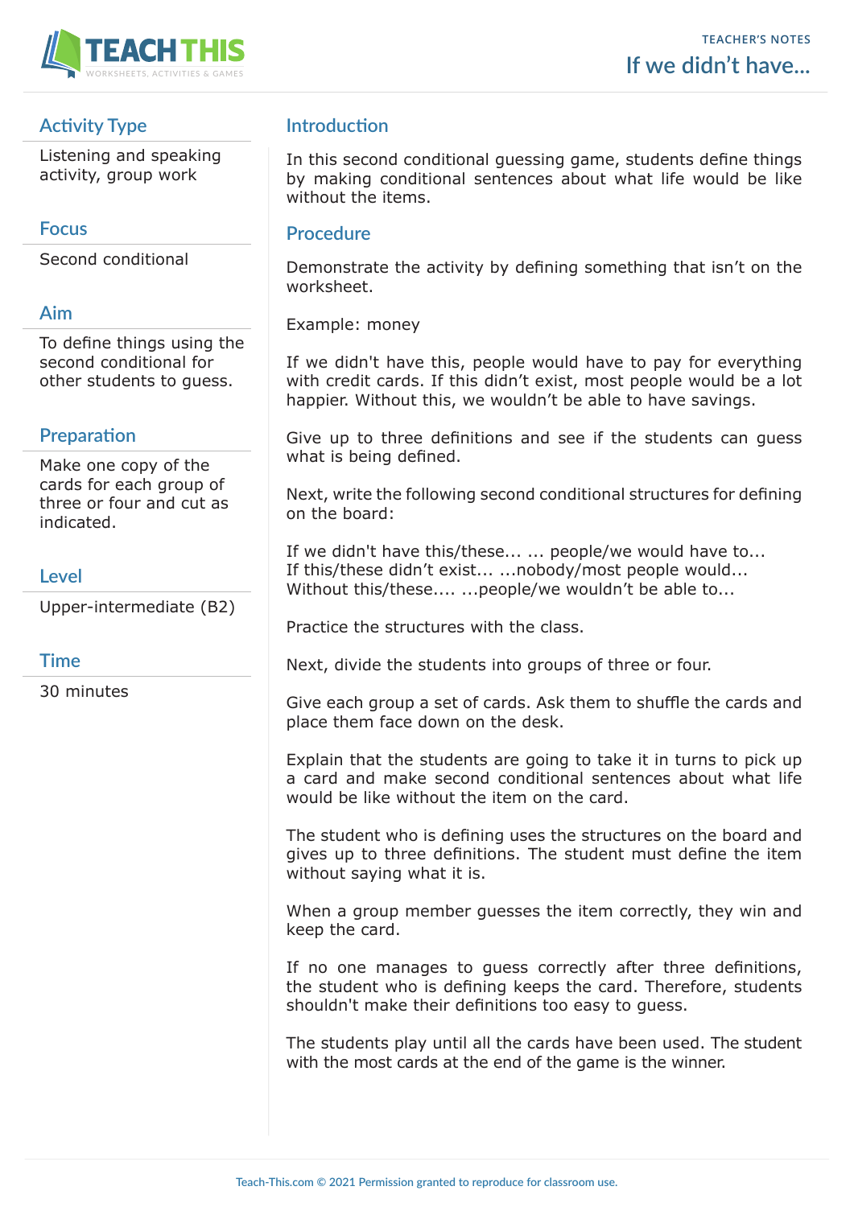TEACHER'S NOTES

# If we didn't have...

## Activity Type

Listening and speaking activity, group work

## Focus

Second conditional

## Aim

To define things using the second conditional for other students to guess.

## Preparation

Make one copy of the cards for each group of three or four and cut as indicated.

## Level

Upper-intermediate (B2)

## Time

30 minutes

## Introduction

In this second conditional guessing game, students define things by making conditional sentences about what life would be like without the items.

## Procedure

Demonstrate the activity by defining something that isn't on the worksheet.

Example: money

If we didn't have this, people would have to pay for everything with credit cards. If this didn't exist, most people would be a lot happier. Without this, we wouldn't be able to have savings.

Give up to three definitions and see if the students can guess what is being defined.

Next, write the following second conditional structures for defining on the board:

If we didn't have this/these... ... people/we would have to...
If this/these didn't exist... ...nobody/most people would...
Without this/these.... ...people/we wouldn't be able to...

Practice the structures with the class.

Next, divide the students into groups of three or four.

Give each group a set of cards. Ask them to shuffle the cards and place them face down on the desk.

Explain that the students are going to take it in turns to pick up a card and make second conditional sentences about what life would be like without the item on the card.

The student who is defining uses the structures on the board and gives up to three definitions. The student must define the item without saying what it is.

When a group member guesses the item correctly, they win and keep the card.

If no one manages to guess correctly after three definitions, the student who is defining keeps the card. Therefore, students shouldn't make their definitions too easy to guess.

The students play until all the cards have been used. The student with the most cards at the end of the game is the winner.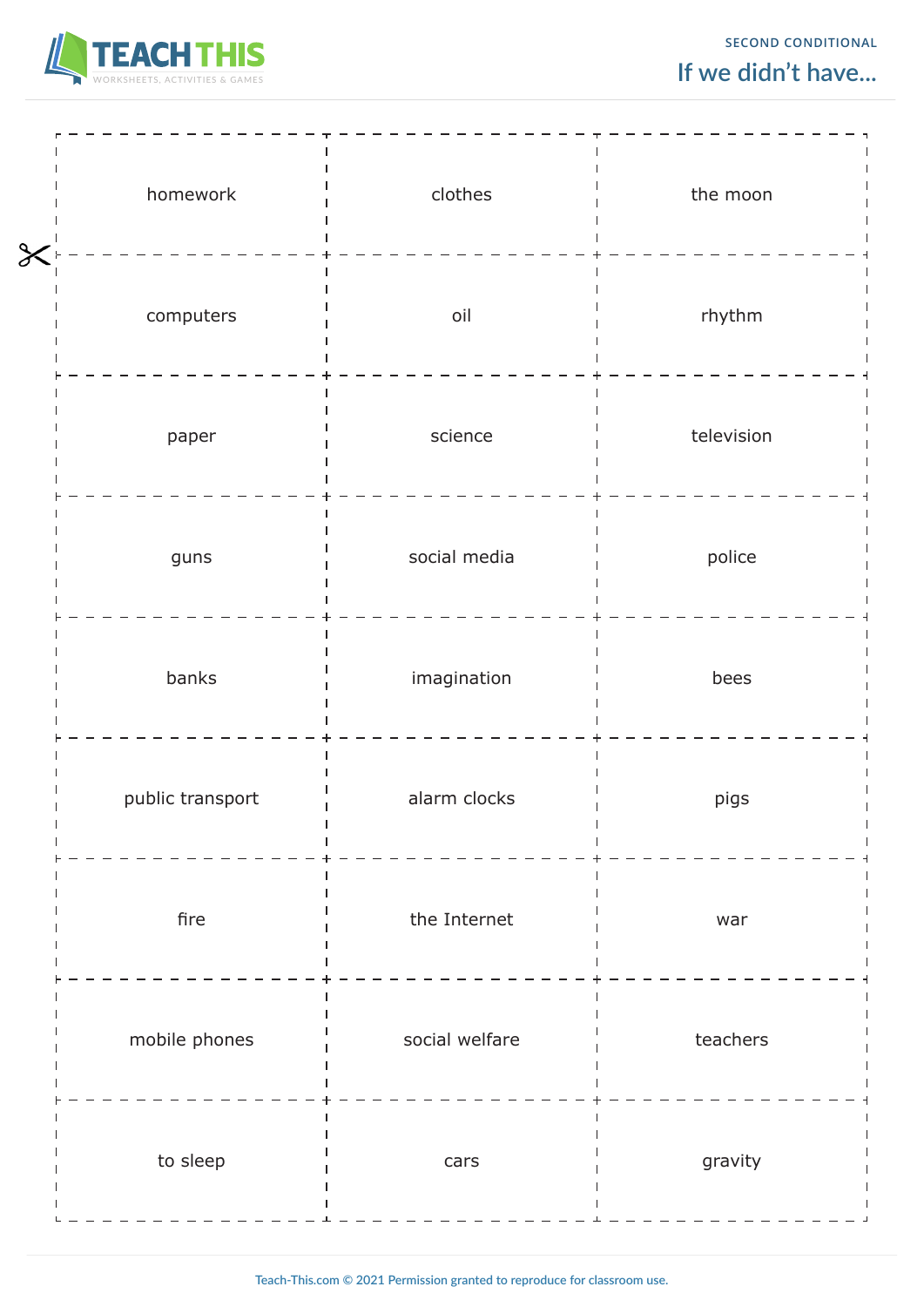## SECOND CONDITIONAL

# If we didn't have...

| | | |
|---|---|---|
| homework | clothes | the moon |
| computers | oil | rhythm |
| paper | science | television |
| guns | social media | police |
| banks | imagination | bees |
| public transport | alarm clocks | pigs |
| fire | the Internet | war |
| mobile phones | social welfare | teachers |
| to sleep | cars | gravity |

Teach-This.com © 2021 Permission granted to reproduce for classroom use.